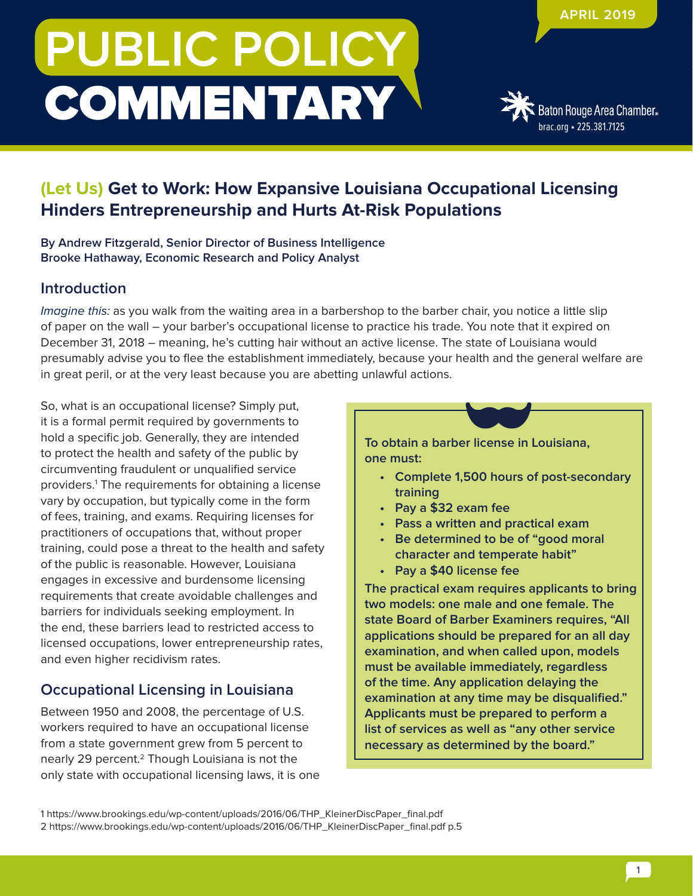# PUBLIC POLICY COMMENTARY

APRIL 2019

Baton Rouge Area Chamber
brac.org • 225.381.7125

## (Let Us) Get to Work: How Expansive Louisiana Occupational Licensing Hinders Entrepreneurship and Hurts At-Risk Populations

**By Andrew Fitzgerald, Senior Director of Business Intelligence**
**Brooke Hathaway, Economic Research and Policy Analyst**

### Introduction

*Imagine this:* as you walk from the waiting area in a barbershop to the barber chair, you notice a little slip of paper on the wall – your barber's occupational license to practice his trade. You note that it expired on December 31, 2018 – meaning, he's cutting hair without an active license. The state of Louisiana would presumably advise you to flee the establishment immediately, because your health and the general welfare are in great peril, or at the very least because you are abetting unlawful actions.

So, what is an occupational license? Simply put, it is a formal permit required by governments to hold a specific job. Generally, they are intended to protect the health and safety of the public by circumventing fraudulent or unqualified service providers.[1] The requirements for obtaining a license vary by occupation, but typically come in the form of fees, training, and exams. Requiring licenses for practitioners of occupations that, without proper training, could pose a threat to the health and safety of the public is reasonable. However, Louisiana engages in excessive and burdensome licensing requirements that create avoidable challenges and barriers for individuals seeking employment. In the end, these barriers lead to restricted access to licensed occupations, lower entrepreneurship rates, and even higher recidivism rates.

> **To obtain a barber license in Louisiana, one must:**
>
> - **Complete 1,500 hours of post-secondary training**
> - **Pay a $32 exam fee**
> - **Pass a written and practical exam**
> - **Be determined to be of "good moral character and temperate habit"**
> - **Pay a $40 license fee**
>
> **The practical exam requires applicants to bring two models: one male and one female. The state Board of Barber Examiners requires, "All applications should be prepared for an all day examination, and when called upon, models must be available immediately, regardless of the time. Any application delaying the examination at any time may be disqualified." Applicants must be prepared to perform a list of services as well as "any other service necessary as determined by the board."**

### Occupational Licensing in Louisiana

Between 1950 and 2008, the percentage of U.S. workers required to have an occupational license from a state government grew from 5 percent to nearly 29 percent.[2] Though Louisiana is not the only state with occupational licensing laws, it is one

1 https://www.brookings.edu/wp-content/uploads/2016/06/THP_KleinerDiscPaper_final.pdf
2 https://www.brookings.edu/wp-content/uploads/2016/06/THP_KleinerDiscPaper_final.pdf p.5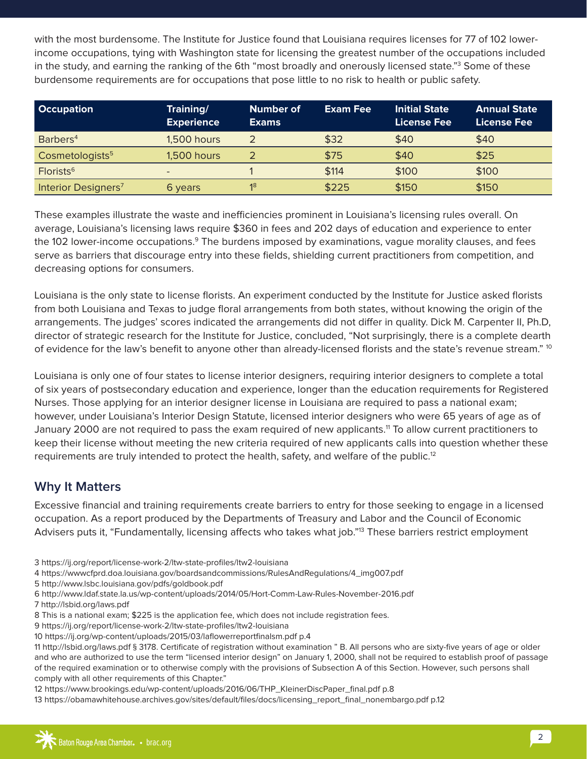with the most burdensome. The Institute for Justice found that Louisiana requires licenses for 77 of 102 lower-income occupations, tying with Washington state for licensing the greatest number of the occupations included in the study, and earning the ranking of the 6th "most broadly and onerously licensed state."[3] Some of these burdensome requirements are for occupations that pose little to no risk to health or public safety.

| Occupation | Training/ Experience | Number of Exams | Exam Fee | Initial State License Fee | Annual State License Fee |
|---|---|---|---|---|---|
| Barbers[4] | 1,500 hours | 2 | $32 | $40 | $40 |
| Cosmetologists[5] | 1,500 hours | 2 | $75 | $40 | $25 |
| Florists[6] | - | 1 | $114 | $100 | $100 |
| Interior Designers[7] | 6 years | 1[8] | $225 | $150 | $150 |

These examples illustrate the waste and inefficiencies prominent in Louisiana's licensing rules overall. On average, Louisiana's licensing laws require $360 in fees and 202 days of education and experience to enter the 102 lower-income occupations.[9] The burdens imposed by examinations, vague morality clauses, and fees serve as barriers that discourage entry into these fields, shielding current practitioners from competition, and decreasing options for consumers.

Louisiana is the only state to license florists. An experiment conducted by the Institute for Justice asked florists from both Louisiana and Texas to judge floral arrangements from both states, without knowing the origin of the arrangements. The judges' scores indicated the arrangements did not differ in quality. Dick M. Carpenter II, Ph.D, director of strategic research for the Institute for Justice, concluded, "Not surprisingly, there is a complete dearth of evidence for the law's benefit to anyone other than already-licensed florists and the state's revenue stream." [10]

Louisiana is only one of four states to license interior designers, requiring interior designers to complete a total of six years of postsecondary education and experience, longer than the education requirements for Registered Nurses. Those applying for an interior designer license in Louisiana are required to pass a national exam; however, under Louisiana's Interior Design Statute, licensed interior designers who were 65 years of age as of January 2000 are not required to pass the exam required of new applicants.[11] To allow current practitioners to keep their license without meeting the new criteria required of new applicants calls into question whether these requirements are truly intended to protect the health, safety, and welfare of the public.[12]

## Why It Matters

Excessive financial and training requirements create barriers to entry for those seeking to engage in a licensed occupation. As a report produced by the Departments of Treasury and Labor and the Council of Economic Advisers puts it, "Fundamentally, licensing affects who takes what job."[13] These barriers restrict employment

3 https://ij.org/report/license-work-2/ltw-state-profiles/ltw2-louisiana

4 https://wwwcfprd.doa.louisiana.gov/boardsandcommissions/RulesAndRegulations/4_img007.pdf

5 http://www.lsbc.louisiana.gov/pdfs/goldbook.pdf

6 http://www.ldaf.state.la.us/wp-content/uploads/2014/05/Hort-Comm-Law-Rules-November-2016.pdf

7 http://lsbid.org/laws.pdf

8 This is a national exam; $225 is the application fee, which does not include registration fees.

9 https://ij.org/report/license-work-2/ltw-state-profiles/ltw2-louisiana

10 https://ij.org/wp-content/uploads/2015/03/laflowerreportfinalsm.pdf p.4

11 http://lsbid.org/laws.pdf § 3178. Certificate of registration without examination " B. All persons who are sixty-five years of age or older and who are authorized to use the term "licensed interior design" on January 1, 2000, shall not be required to establish proof of passage of the required examination or to otherwise comply with the provisions of Subsection A of this Section. However, such persons shall comply with all other requirements of this Chapter."

12 https://www.brookings.edu/wp-content/uploads/2016/06/THP_KleinerDiscPaper_final.pdf p.8

13 https://obamawhitehouse.archives.gov/sites/default/files/docs/licensing_report_final_nonembargo.pdf p.12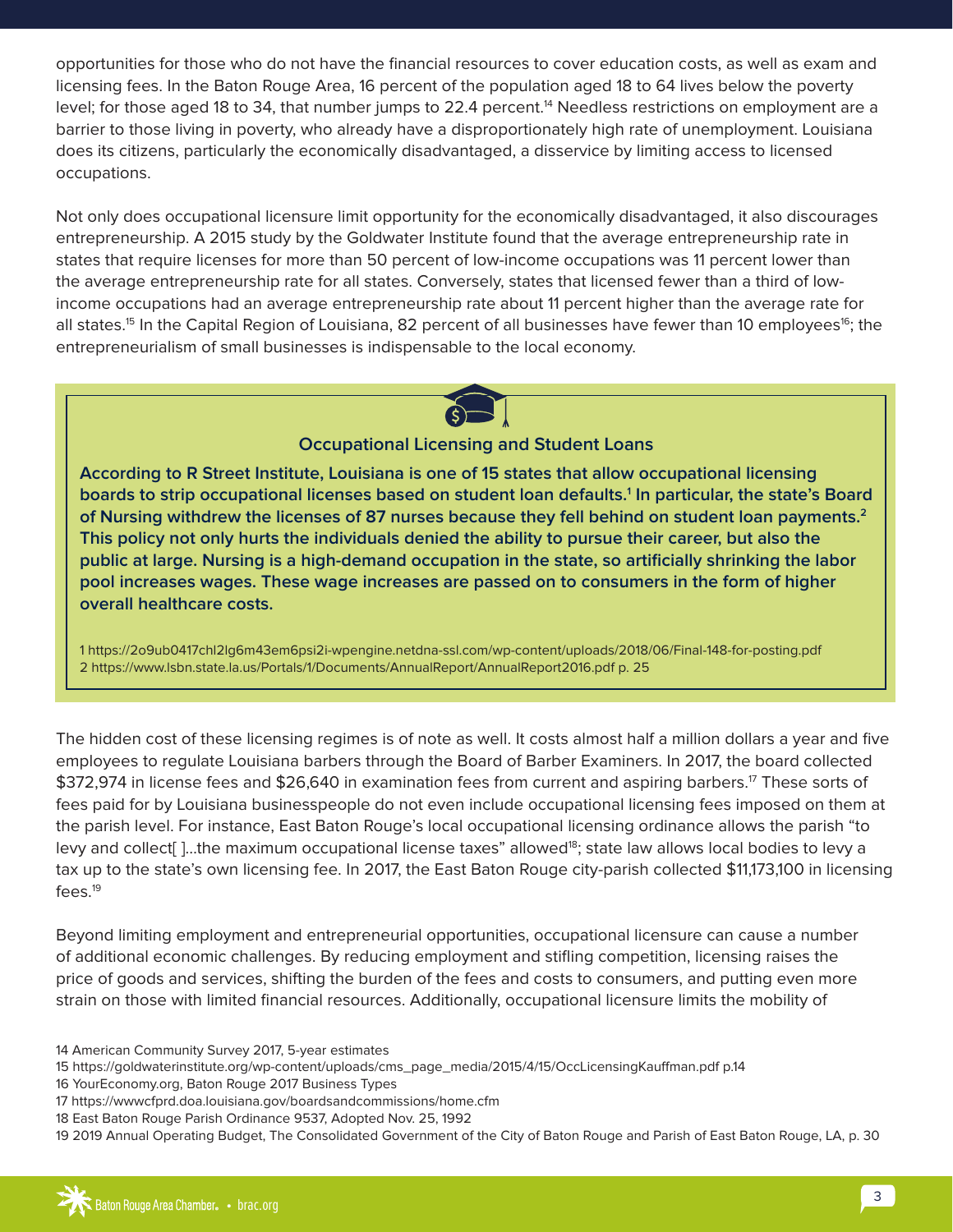opportunities for those who do not have the financial resources to cover education costs, as well as exam and licensing fees. In the Baton Rouge Area, 16 percent of the population aged 18 to 64 lives below the poverty level; for those aged 18 to 34, that number jumps to 22.4 percent.[14] Needless restrictions on employment are a barrier to those living in poverty, who already have a disproportionately high rate of unemployment. Louisiana does its citizens, particularly the economically disadvantaged, a disservice by limiting access to licensed occupations.

Not only does occupational licensure limit opportunity for the economically disadvantaged, it also discourages entrepreneurship. A 2015 study by the Goldwater Institute found that the average entrepreneurship rate in states that require licenses for more than 50 percent of low-income occupations was 11 percent lower than the average entrepreneurship rate for all states. Conversely, states that licensed fewer than a third of low-income occupations had an average entrepreneurship rate about 11 percent higher than the average rate for all states.[15] In the Capital Region of Louisiana, 82 percent of all businesses have fewer than 10 employees[16]; the entrepreneurialism of small businesses is indispensable to the local economy.

### Occupational Licensing and Student Loans

**According to R Street Institute, Louisiana is one of 15 states that allow occupational licensing boards to strip occupational licenses based on student loan defaults.[1] In particular, the state's Board of Nursing withdrew the licenses of 87 nurses because they fell behind on student loan payments.[2] This policy not only hurts the individuals denied the ability to pursue their career, but also the public at large. Nursing is a high-demand occupation in the state, so artificially shrinking the labor pool increases wages. These wage increases are passed on to consumers in the form of higher overall healthcare costs.**

1 https://2o9ub0417chl2lg6m43em6psi2i-wpengine.netdna-ssl.com/wp-content/uploads/2018/06/Final-148-for-posting.pdf
2 https://www.lsbn.state.la.us/Portals/1/Documents/AnnualReport/AnnualReport2016.pdf p. 25

The hidden cost of these licensing regimes is of note as well. It costs almost half a million dollars a year and five employees to regulate Louisiana barbers through the Board of Barber Examiners. In 2017, the board collected $372,974 in license fees and $26,640 in examination fees from current and aspiring barbers.[17] These sorts of fees paid for by Louisiana businesspeople do not even include occupational licensing fees imposed on them at the parish level. For instance, East Baton Rouge's local occupational licensing ordinance allows the parish "to levy and collect[ ]...the maximum occupational license taxes" allowed[18]; state law allows local bodies to levy a tax up to the state's own licensing fee. In 2017, the East Baton Rouge city-parish collected $11,173,100 in licensing fees.[19]

Beyond limiting employment and entrepreneurial opportunities, occupational licensure can cause a number of additional economic challenges. By reducing employment and stifling competition, licensing raises the price of goods and services, shifting the burden of the fees and costs to consumers, and putting even more strain on those with limited financial resources. Additionally, occupational licensure limits the mobility of

14 American Community Survey 2017, 5-year estimates
15 https://goldwaterinstitute.org/wp-content/uploads/cms_page_media/2015/4/15/OccLicensingKauffman.pdf p.14
16 YourEconomy.org, Baton Rouge 2017 Business Types
17 https://wwwcfprd.doa.louisiana.gov/boardsandcommissions/home.cfm
18 East Baton Rouge Parish Ordinance 9537, Adopted Nov. 25, 1992
19 2019 Annual Operating Budget, The Consolidated Government of the City of Baton Rouge and Parish of East Baton Rouge, LA, p. 30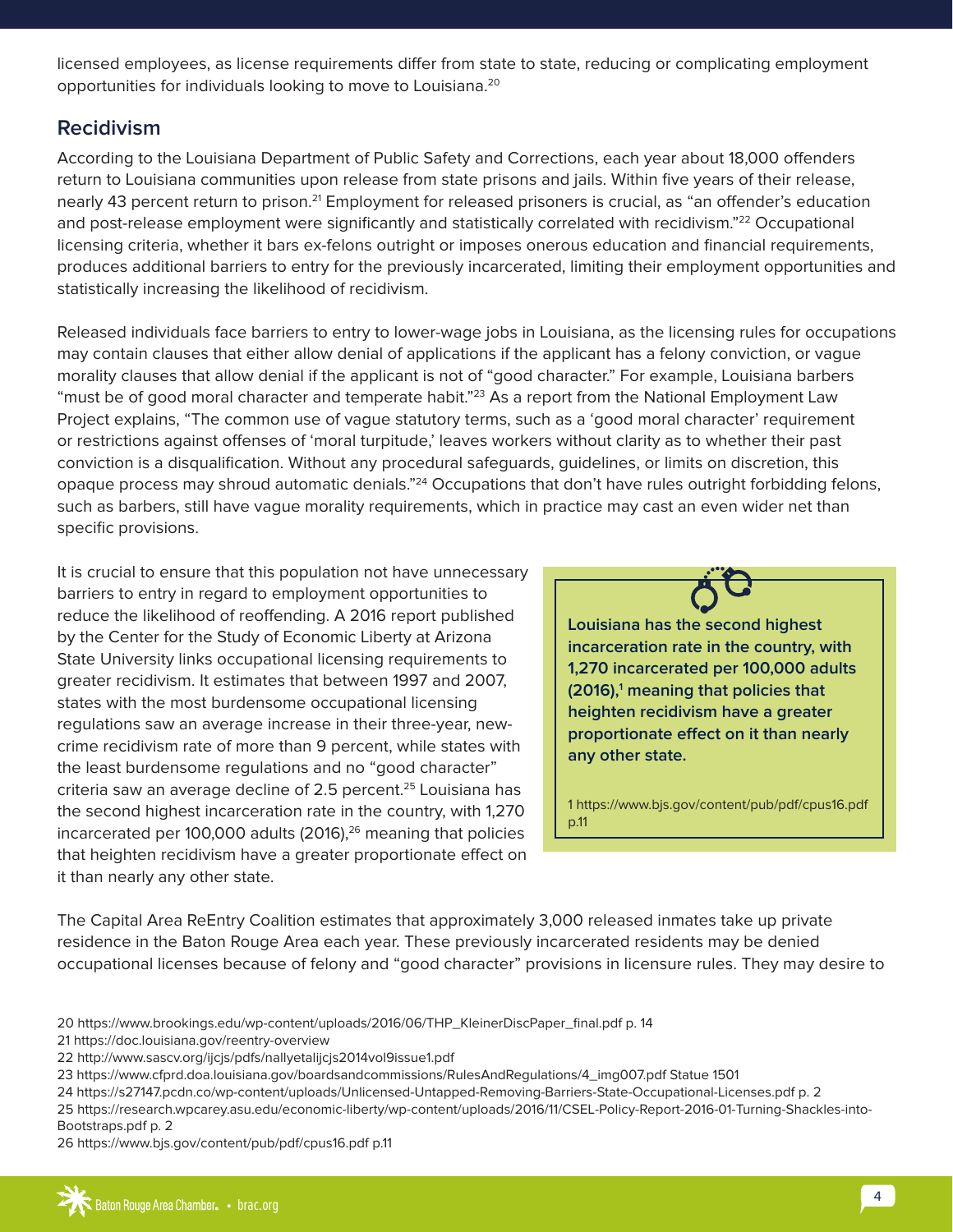licensed employees, as license requirements differ from state to state, reducing or complicating employment opportunities for individuals looking to move to Louisiana.[20]

## Recidivism

According to the Louisiana Department of Public Safety and Corrections, each year about 18,000 offenders return to Louisiana communities upon release from state prisons and jails. Within five years of their release, nearly 43 percent return to prison.[21] Employment for released prisoners is crucial, as "an offender's education and post-release employment were significantly and statistically correlated with recidivism."[22] Occupational licensing criteria, whether it bars ex-felons outright or imposes onerous education and financial requirements, produces additional barriers to entry for the previously incarcerated, limiting their employment opportunities and statistically increasing the likelihood of recidivism.

Released individuals face barriers to entry to lower-wage jobs in Louisiana, as the licensing rules for occupations may contain clauses that either allow denial of applications if the applicant has a felony conviction, or vague morality clauses that allow denial if the applicant is not of "good character." For example, Louisiana barbers "must be of good moral character and temperate habit."[23] As a report from the National Employment Law Project explains, "The common use of vague statutory terms, such as a 'good moral character' requirement or restrictions against offenses of 'moral turpitude,' leaves workers without clarity as to whether their past conviction is a disqualification. Without any procedural safeguards, guidelines, or limits on discretion, this opaque process may shroud automatic denials."[24] Occupations that don't have rules outright forbidding felons, such as barbers, still have vague morality requirements, which in practice may cast an even wider net than specific provisions.

It is crucial to ensure that this population not have unnecessary barriers to entry in regard to employment opportunities to reduce the likelihood of reoffending. A 2016 report published by the Center for the Study of Economic Liberty at Arizona State University links occupational licensing requirements to greater recidivism. It estimates that between 1997 and 2007, states with the most burdensome occupational licensing regulations saw an average increase in their three-year, new-crime recidivism rate of more than 9 percent, while states with the least burdensome regulations and no "good character" criteria saw an average decline of 2.5 percent.[25] Louisiana has the second highest incarceration rate in the country, with 1,270 incarcerated per 100,000 adults (2016),[26] meaning that policies that heighten recidivism have a greater proportionate effect on it than nearly any other state.

> **Louisiana has the second highest incarceration rate in the country, with 1,270 incarcerated per 100,000 adults (2016),[1] meaning that policies that heighten recidivism have a greater proportionate effect on it than nearly any other state.**
>
> 1 https://www.bjs.gov/content/pub/pdf/cpus16.pdf p.11

The Capital Area ReEntry Coalition estimates that approximately 3,000 released inmates take up private residence in the Baton Rouge Area each year. These previously incarcerated residents may be denied occupational licenses because of felony and "good character" provisions in licensure rules. They may desire to

20 https://www.brookings.edu/wp-content/uploads/2016/06/THP_KleinerDiscPaper_final.pdf p. 14
21 https://doc.louisiana.gov/reentry-overview
22 http://www.sascv.org/ijcjs/pdfs/nallyetalijcjs2014vol9issue1.pdf
23 https://www.cfprd.doa.louisiana.gov/boardsandcommissions/RulesAndRegulations/4_img007.pdf Statue 1501
24 https://s27147.pcdn.co/wp-content/uploads/Unlicensed-Untapped-Removing-Barriers-State-Occupational-Licenses.pdf p. 2
25 https://research.wpcarey.asu.edu/economic-liberty/wp-content/uploads/2016/11/CSEL-Policy-Report-2016-01-Turning-Shackles-into-Bootstraps.pdf p. 2
26 https://www.bjs.gov/content/pub/pdf/cpus16.pdf p.11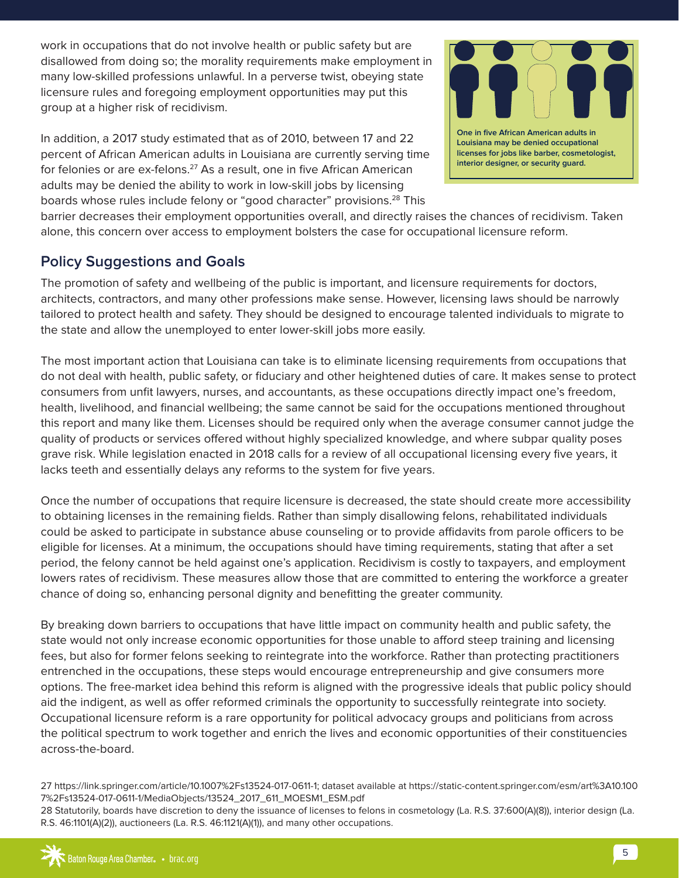work in occupations that do not involve health or public safety but are disallowed from doing so; the morality requirements make employment in many low-skilled professions unlawful. In a perverse twist, obeying state licensure rules and foregoing employment opportunities may put this group at a higher risk of recidivism.

In addition, a 2017 study estimated that as of 2010, between 17 and 22 percent of African American adults in Louisiana are currently serving time for felonies or are ex-felons.[27] As a result, one in five African American adults may be denied the ability to work in low-skill jobs by licensing boards whose rules include felony or "good character" provisions.[28] This barrier decreases their employment opportunities overall, and directly raises the chances of recidivism. Taken alone, this concern over access to employment bolsters the case for occupational licensure reform.

**One in five African American adults in Louisiana may be denied occupational licenses for jobs like barber, cosmetologist, interior designer, or security guard.**

## Policy Suggestions and Goals

The promotion of safety and wellbeing of the public is important, and licensure requirements for doctors, architects, contractors, and many other professions make sense. However, licensing laws should be narrowly tailored to protect health and safety. They should be designed to encourage talented individuals to migrate to the state and allow the unemployed to enter lower-skill jobs more easily.

The most important action that Louisiana can take is to eliminate licensing requirements from occupations that do not deal with health, public safety, or fiduciary and other heightened duties of care. It makes sense to protect consumers from unfit lawyers, nurses, and accountants, as these occupations directly impact one's freedom, health, livelihood, and financial wellbeing; the same cannot be said for the occupations mentioned throughout this report and many like them. Licenses should be required only when the average consumer cannot judge the quality of products or services offered without highly specialized knowledge, and where subpar quality poses grave risk. While legislation enacted in 2018 calls for a review of all occupational licensing every five years, it lacks teeth and essentially delays any reforms to the system for five years.

Once the number of occupations that require licensure is decreased, the state should create more accessibility to obtaining licenses in the remaining fields. Rather than simply disallowing felons, rehabilitated individuals could be asked to participate in substance abuse counseling or to provide affidavits from parole officers to be eligible for licenses. At a minimum, the occupations should have timing requirements, stating that after a set period, the felony cannot be held against one's application. Recidivism is costly to taxpayers, and employment lowers rates of recidivism. These measures allow those that are committed to entering the workforce a greater chance of doing so, enhancing personal dignity and benefitting the greater community.

By breaking down barriers to occupations that have little impact on community health and public safety, the state would not only increase economic opportunities for those unable to afford steep training and licensing fees, but also for former felons seeking to reintegrate into the workforce. Rather than protecting practitioners entrenched in the occupations, these steps would encourage entrepreneurship and give consumers more options. The free-market idea behind this reform is aligned with the progressive ideals that public policy should aid the indigent, as well as offer reformed criminals the opportunity to successfully reintegrate into society. Occupational licensure reform is a rare opportunity for political advocacy groups and politicians from across the political spectrum to work together and enrich the lives and economic opportunities of their constituencies across-the-board.

27 https://link.springer.com/article/10.1007%2Fs13524-017-0611-1; dataset available at https://static-content.springer.com/esm/art%3A10.1007%2Fs13524-017-0611-1/MediaObjects/13524_2017_611_MOESM1_ESM.pdf

28 Statutorily, boards have discretion to deny the issuance of licenses to felons in cosmetology (La. R.S. 37:600(A)(8)), interior design (La. R.S. 46:1101(A)(2)), auctioneers (La. R.S. 46:1121(A)(1)), and many other occupations.